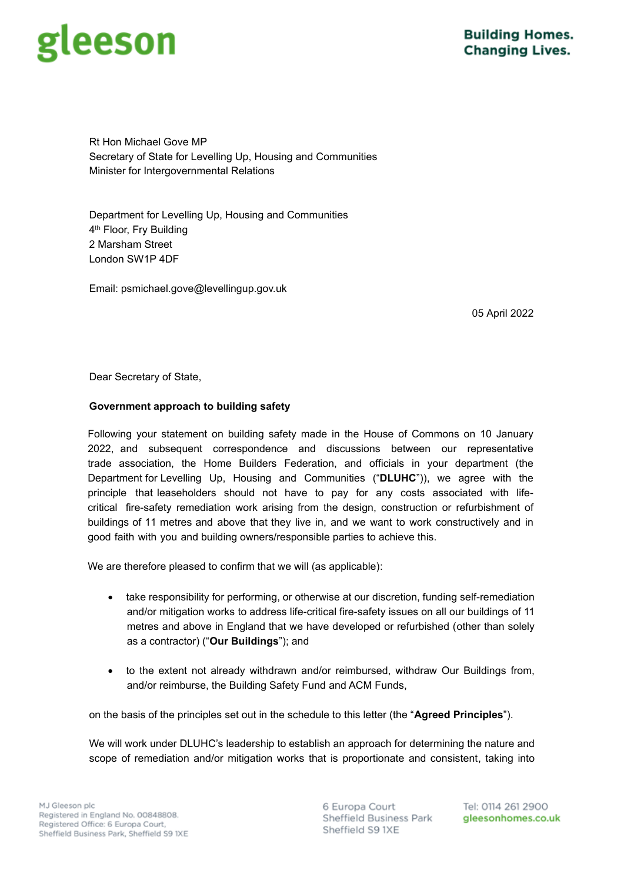Rt Hon Michael Gove MP
Secretary of State for Levelling Up, Housing and Communities
Minister for Intergovernmental Relations

Department for Levelling Up, Housing and Communities
4th Floor, Fry Building
2 Marsham Street
London SW1P 4DF

Email: psmichael.gove@levellingup.gov.uk

05 April 2022

Dear Secretary of State,

**Government approach to building safety**

Following your statement on building safety made in the House of Commons on 10 January 2022, and subsequent correspondence and discussions between our representative trade association, the Home Builders Federation, and officials in your department (the Department for Levelling Up, Housing and Communities ("**DLUHC**")), we agree with the principle that leaseholders should not have to pay for any costs associated with life-critical fire-safety remediation work arising from the design, construction or refurbishment of buildings of 11 metres and above that they live in, and we want to work constructively and in good faith with you and building owners/responsible parties to achieve this.

We are therefore pleased to confirm that we will (as applicable):

- take responsibility for performing, or otherwise at our discretion, funding self-remediation and/or mitigation works to address life-critical fire-safety issues on all our buildings of 11 metres and above in England that we have developed or refurbished (other than solely as a contractor) ("**Our Buildings**"); and

- to the extent not already withdrawn and/or reimbursed, withdraw Our Buildings from, and/or reimburse, the Building Safety Fund and ACM Funds,

on the basis of the principles set out in the schedule to this letter (the "**Agreed Principles**").

We will work under DLUHC's leadership to establish an approach for determining the nature and scope of remediation and/or mitigation works that is proportionate and consistent, taking into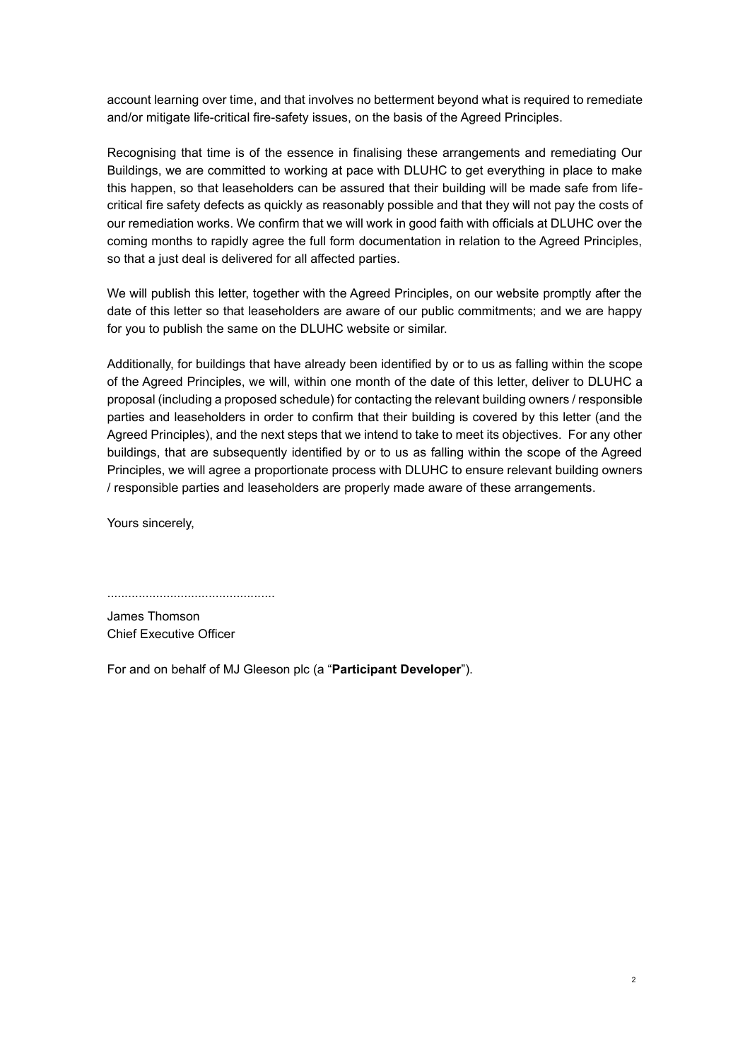account learning over time, and that involves no betterment beyond what is required to remediate and/or mitigate life-critical fire-safety issues, on the basis of the Agreed Principles.

Recognising that time is of the essence in finalising these arrangements and remediating Our Buildings, we are committed to working at pace with DLUHC to get everything in place to make this happen, so that leaseholders can be assured that their building will be made safe from life-critical fire safety defects as quickly as reasonably possible and that they will not pay the costs of our remediation works. We confirm that we will work in good faith with officials at DLUHC over the coming months to rapidly agree the full form documentation in relation to the Agreed Principles, so that a just deal is delivered for all affected parties.

We will publish this letter, together with the Agreed Principles, on our website promptly after the date of this letter so that leaseholders are aware of our public commitments; and we are happy for you to publish the same on the DLUHC website or similar.

Additionally, for buildings that have already been identified by or to us as falling within the scope of the Agreed Principles, we will, within one month of the date of this letter, deliver to DLUHC a proposal (including a proposed schedule) for contacting the relevant building owners / responsible parties and leaseholders in order to confirm that their building is covered by this letter (and the Agreed Principles), and the next steps that we intend to take to meet its objectives. For any other buildings, that are subsequently identified by or to us as falling within the scope of the Agreed Principles, we will agree a proportionate process with DLUHC to ensure relevant building owners / responsible parties and leaseholders are properly made aware of these arrangements.

Yours sincerely,

...............................................

James Thomson
Chief Executive Officer

For and on behalf of MJ Gleeson plc (a "**Participant Developer**").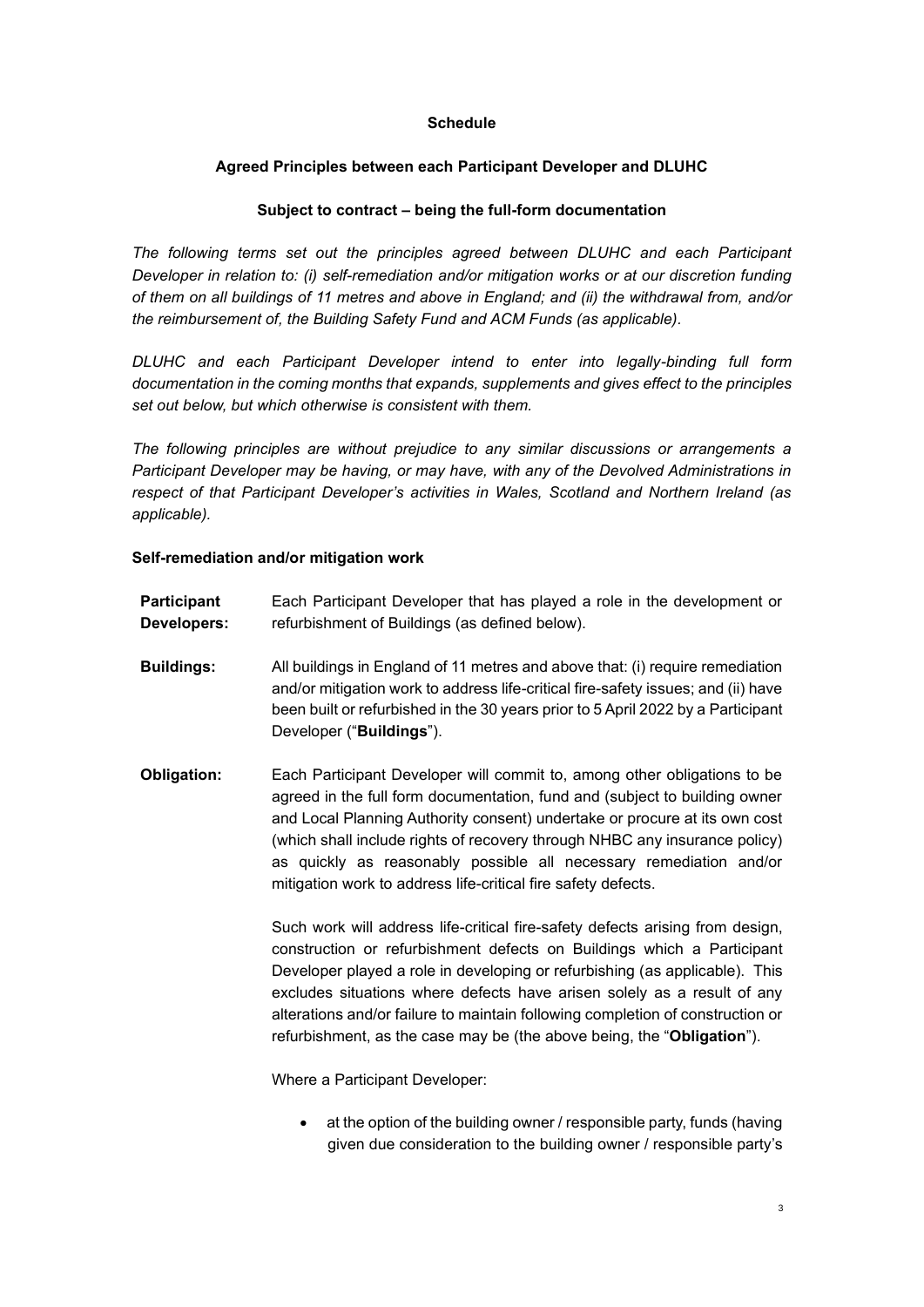**Schedule**

**Agreed Principles between each Participant Developer and DLUHC**

**Subject to contract – being the full-form documentation**

*The following terms set out the principles agreed between DLUHC and each Participant Developer in relation to: (i) self-remediation and/or mitigation works or at our discretion funding of them on all buildings of 11 metres and above in England; and (ii) the withdrawal from, and/or the reimbursement of, the Building Safety Fund and ACM Funds (as applicable).*

*DLUHC and each Participant Developer intend to enter into legally-binding full form documentation in the coming months that expands, supplements and gives effect to the principles set out below, but which otherwise is consistent with them.*

*The following principles are without prejudice to any similar discussions or arrangements a Participant Developer may be having, or may have, with any of the Devolved Administrations in respect of that Participant Developer's activities in Wales, Scotland and Northern Ireland (as applicable).*

**Self-remediation and/or mitigation work**

**Participant Developers:** Each Participant Developer that has played a role in the development or refurbishment of Buildings (as defined below).

**Buildings:** All buildings in England of 11 metres and above that: (i) require remediation and/or mitigation work to address life-critical fire-safety issues; and (ii) have been built or refurbished in the 30 years prior to 5 April 2022 by a Participant Developer ("**Buildings**").

**Obligation:** Each Participant Developer will commit to, among other obligations to be agreed in the full form documentation, fund and (subject to building owner and Local Planning Authority consent) undertake or procure at its own cost (which shall include rights of recovery through NHBC any insurance policy) as quickly as reasonably possible all necessary remediation and/or mitigation work to address life-critical fire safety defects.

Such work will address life-critical fire-safety defects arising from design, construction or refurbishment defects on Buildings which a Participant Developer played a role in developing or refurbishing (as applicable). This excludes situations where defects have arisen solely as a result of any alterations and/or failure to maintain following completion of construction or refurbishment, as the case may be (the above being, the "**Obligation**").

Where a Participant Developer:

- at the option of the building owner / responsible party, funds (having given due consideration to the building owner / responsible party's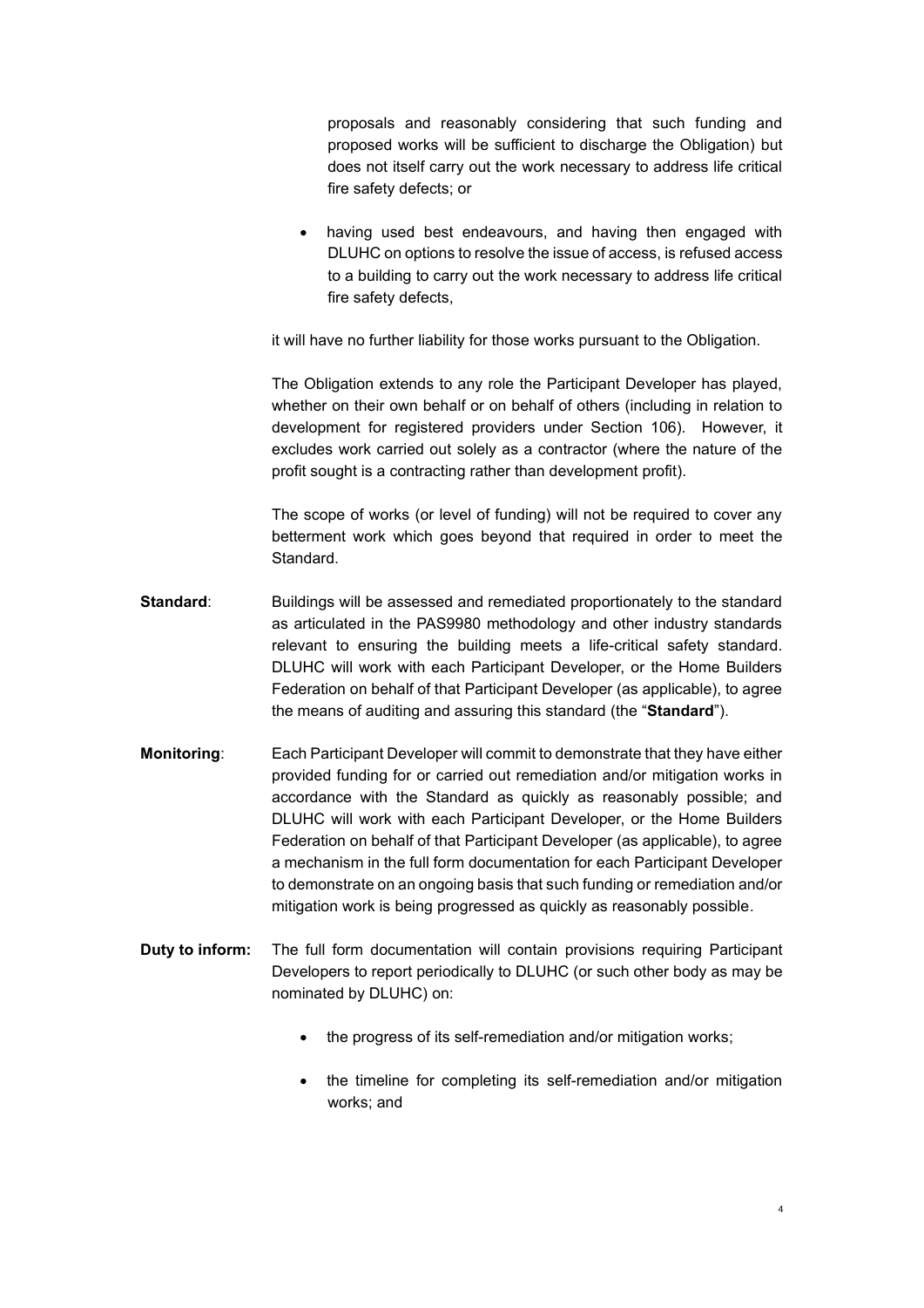proposals and reasonably considering that such funding and proposed works will be sufficient to discharge the Obligation) but does not itself carry out the work necessary to address life critical fire safety defects; or

- having used best endeavours, and having then engaged with DLUHC on options to resolve the issue of access, is refused access to a building to carry out the work necessary to address life critical fire safety defects,

it will have no further liability for those works pursuant to the Obligation.

The Obligation extends to any role the Participant Developer has played, whether on their own behalf or on behalf of others (including in relation to development for registered providers under Section 106). However, it excludes work carried out solely as a contractor (where the nature of the profit sought is a contracting rather than development profit).

The scope of works (or level of funding) will not be required to cover any betterment work which goes beyond that required in order to meet the Standard.

**Standard**: Buildings will be assessed and remediated proportionately to the standard as articulated in the PAS9980 methodology and other industry standards relevant to ensuring the building meets a life-critical safety standard. DLUHC will work with each Participant Developer, or the Home Builders Federation on behalf of that Participant Developer (as applicable), to agree the means of auditing and assuring this standard (the "**Standard**").

**Monitoring**: Each Participant Developer will commit to demonstrate that they have either provided funding for or carried out remediation and/or mitigation works in accordance with the Standard as quickly as reasonably possible; and DLUHC will work with each Participant Developer, or the Home Builders Federation on behalf of that Participant Developer (as applicable), to agree a mechanism in the full form documentation for each Participant Developer to demonstrate on an ongoing basis that such funding or remediation and/or mitigation work is being progressed as quickly as reasonably possible.

**Duty to inform:** The full form documentation will contain provisions requiring Participant Developers to report periodically to DLUHC (or such other body as may be nominated by DLUHC) on:

- the progress of its self-remediation and/or mitigation works;
- the timeline for completing its self-remediation and/or mitigation works; and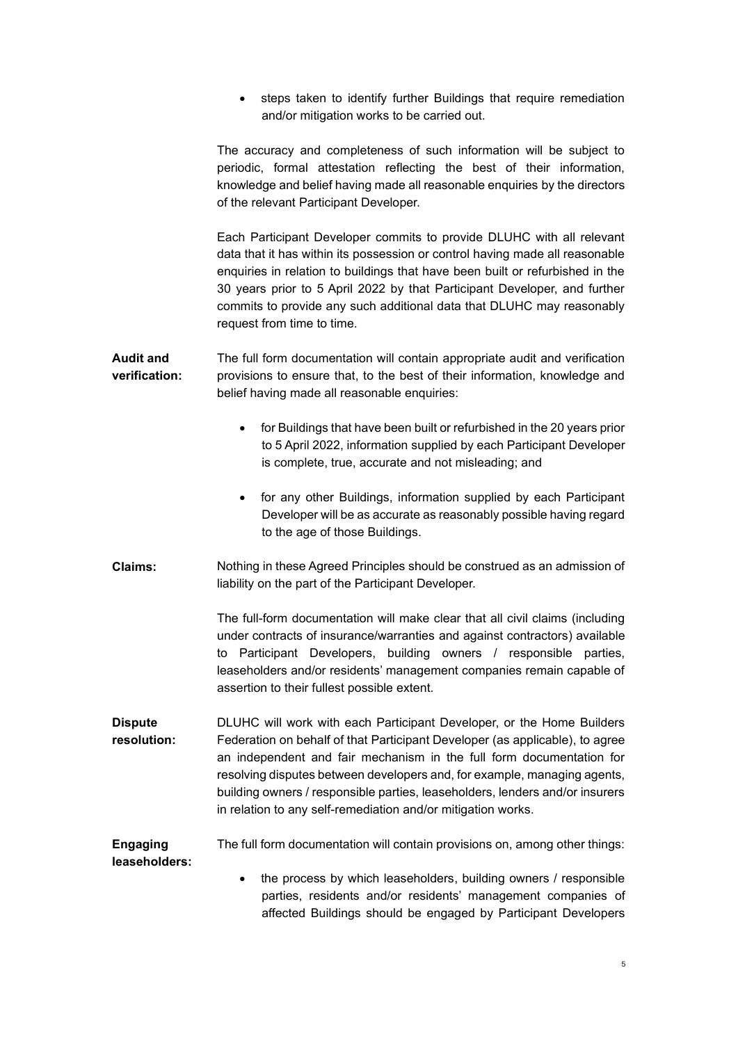- steps taken to identify further Buildings that require remediation and/or mitigation works to be carried out.

The accuracy and completeness of such information will be subject to periodic, formal attestation reflecting the best of their information, knowledge and belief having made all reasonable enquiries by the directors of the relevant Participant Developer.

Each Participant Developer commits to provide DLUHC with all relevant data that it has within its possession or control having made all reasonable enquiries in relation to buildings that have been built or refurbished in the 30 years prior to 5 April 2022 by that Participant Developer, and further commits to provide any such additional data that DLUHC may reasonably request from time to time.

**Audit and verification:** The full form documentation will contain appropriate audit and verification provisions to ensure that, to the best of their information, knowledge and belief having made all reasonable enquiries:

- for Buildings that have been built or refurbished in the 20 years prior to 5 April 2022, information supplied by each Participant Developer is complete, true, accurate and not misleading; and
- for any other Buildings, information supplied by each Participant Developer will be as accurate as reasonably possible having regard to the age of those Buildings.

**Claims:** Nothing in these Agreed Principles should be construed as an admission of liability on the part of the Participant Developer.

The full-form documentation will make clear that all civil claims (including under contracts of insurance/warranties and against contractors) available to Participant Developers, building owners / responsible parties, leaseholders and/or residents' management companies remain capable of assertion to their fullest possible extent.

**Dispute resolution:** DLUHC will work with each Participant Developer, or the Home Builders Federation on behalf of that Participant Developer (as applicable), to agree an independent and fair mechanism in the full form documentation for resolving disputes between developers and, for example, managing agents, building owners / responsible parties, leaseholders, lenders and/or insurers in relation to any self-remediation and/or mitigation works.

**Engaging leaseholders:** The full form documentation will contain provisions on, among other things:

- the process by which leaseholders, building owners / responsible parties, residents and/or residents' management companies of affected Buildings should be engaged by Participant Developers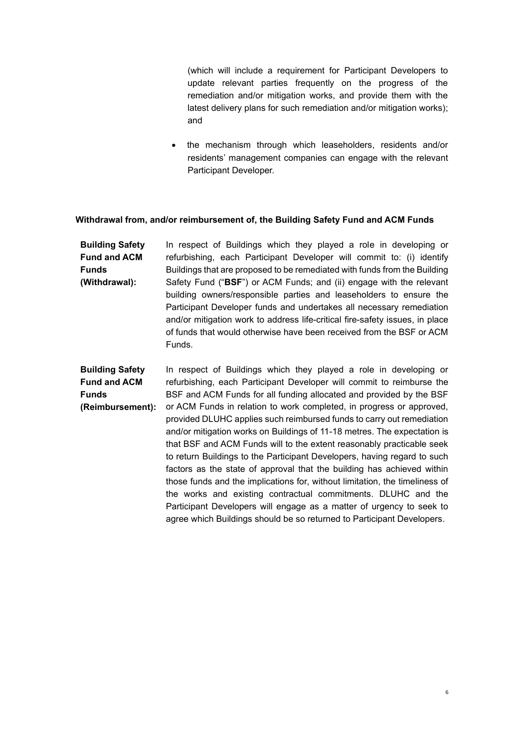(which will include a requirement for Participant Developers to update relevant parties frequently on the progress of the remediation and/or mitigation works, and provide them with the latest delivery plans for such remediation and/or mitigation works); and

- the mechanism through which leaseholders, residents and/or residents' management companies can engage with the relevant Participant Developer.

**Withdrawal from, and/or reimbursement of, the Building Safety Fund and ACM Funds**

| | |
|---|---|
| **Building Safety Fund and ACM Funds (Withdrawal):** | In respect of Buildings which they played a role in developing or refurbishing, each Participant Developer will commit to: (i) identify Buildings that are proposed to be remediated with funds from the Building Safety Fund ("**BSF**") or ACM Funds; and (ii) engage with the relevant building owners/responsible parties and leaseholders to ensure the Participant Developer funds and undertakes all necessary remediation and/or mitigation work to address life-critical fire-safety issues, in place of funds that would otherwise have been received from the BSF or ACM Funds. |
| **Building Safety Fund and ACM Funds (Reimbursement):** | In respect of Buildings which they played a role in developing or refurbishing, each Participant Developer will commit to reimburse the BSF and ACM Funds for all funding allocated and provided by the BSF or ACM Funds in relation to work completed, in progress or approved, provided DLUHC applies such reimbursed funds to carry out remediation and/or mitigation works on Buildings of 11-18 metres. The expectation is that BSF and ACM Funds will to the extent reasonably practicable seek to return Buildings to the Participant Developers, having regard to such factors as the state of approval that the building has achieved within those funds and the implications for, without limitation, the timeliness of the works and existing contractual commitments. DLUHC and the Participant Developers will engage as a matter of urgency to seek to agree which Buildings should be so returned to Participant Developers. |